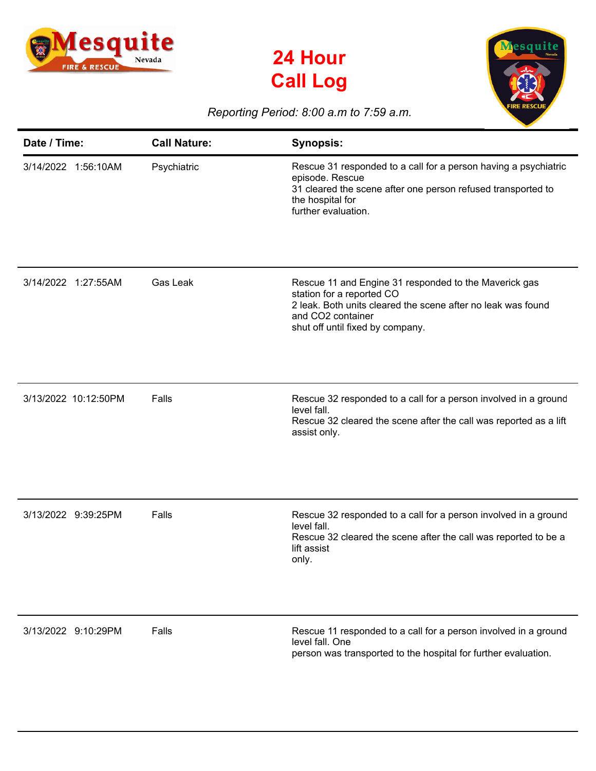# 24 Hour Call Log

*Reporting Period: 8:00 a.m to 7:59 a.m.*

| Date / Time: | Call Nature: | Synopsis: |
| --- | --- | --- |
| 3/14/2022 1:56:10AM | Psychiatric | Rescue 31 responded to a call for a person having a psychiatric episode. Rescue 31 cleared the scene after one person refused transported to the hospital for further evaluation. |
| 3/14/2022 1:27:55AM | Gas Leak | Rescue 11 and Engine 31 responded to the Maverick gas station for a reported CO 2 leak. Both units cleared the scene after no leak was found and CO2 container shut off until fixed by company. |
| 3/13/2022 10:12:50PM | Falls | Rescue 32 responded to a call for a person involved in a ground level fall. Rescue 32 cleared the scene after the call was reported as a lift assist only. |
| 3/13/2022 9:39:25PM | Falls | Rescue 32 responded to a call for a person involved in a ground level fall. Rescue 32 cleared the scene after the call was reported to be a lift assist only. |
| 3/13/2022 9:10:29PM | Falls | Rescue 11 responded to a call for a person involved in a ground level fall. One person was transported to the hospital for further evaluation. |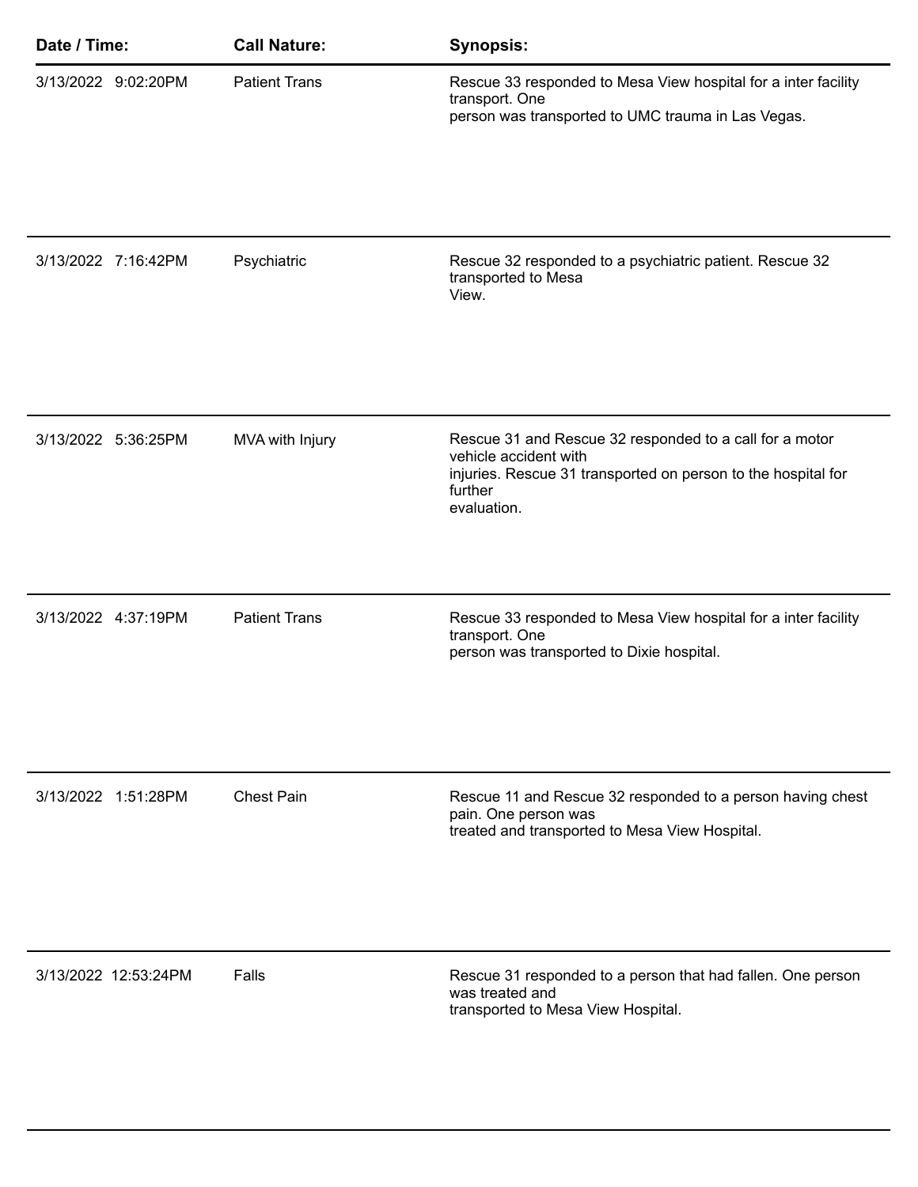| Date / Time: | Call Nature: | Synopsis: |
| --- | --- | --- |
| 3/13/2022 9:02:20PM | Patient Trans | Rescue 33 responded to Mesa View hospital for a inter facility transport. One person was transported to UMC trauma in Las Vegas. |
| 3/13/2022 7:16:42PM | Psychiatric | Rescue 32 responded to a psychiatric patient. Rescue 32 transported to Mesa View. |
| 3/13/2022 5:36:25PM | MVA with Injury | Rescue 31 and Rescue 32 responded to a call for a motor vehicle accident with injuries. Rescue 31 transported on person to the hospital for further evaluation. |
| 3/13/2022 4:37:19PM | Patient Trans | Rescue 33 responded to Mesa View hospital for a inter facility transport. One person was transported to Dixie hospital. |
| 3/13/2022 1:51:28PM | Chest Pain | Rescue 11 and Rescue 32 responded to a person having chest pain. One person was treated and transported to Mesa View Hospital. |
| 3/13/2022 12:53:24PM | Falls | Rescue 31 responded to a person that had fallen. One person was treated and transported to Mesa View Hospital. |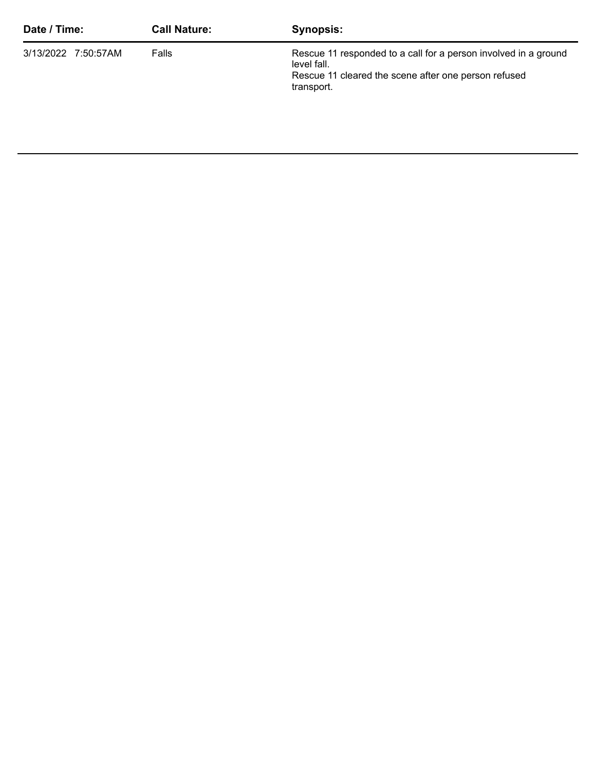| Date / Time: | Call Nature: | Synopsis: |
| --- | --- | --- |
| 3/13/2022 7:50:57AM | Falls | Rescue 11 responded to a call for a person involved in a ground level fall.<br>Rescue 11 cleared the scene after one person refused transport. |